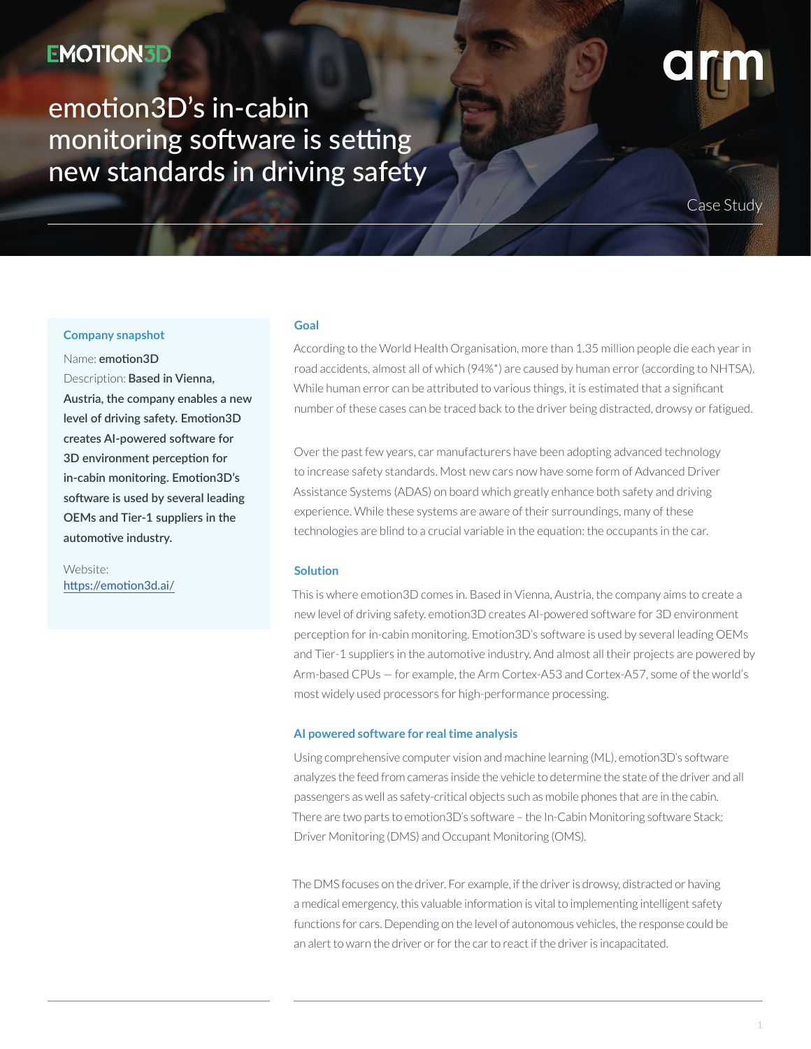EMOTION3D

arm

# emotion3D's in-cabin monitoring software is setting new standards in driving safety

Case Study

### Company snapshot

Name: **emotion3D**

Description: **Based in Vienna, Austria, the company enables a new level of driving safety. Emotion3D creates AI-powered software for 3D environment perception for in-cabin monitoring. Emotion3D's software is used by several leading OEMs and Tier-1 suppliers in the automotive industry.**

Website:
https://emotion3d.ai/

### Goal

According to the World Health Organisation, more than 1.35 million people die each year in road accidents, almost all of which (94%*) are caused by human error (according to NHTSA). While human error can be attributed to various things, it is estimated that a significant number of these cases can be traced back to the driver being distracted, drowsy or fatigued.

Over the past few years, car manufacturers have been adopting advanced technology to increase safety standards. Most new cars now have some form of Advanced Driver Assistance Systems (ADAS) on board which greatly enhance both safety and driving experience. While these systems are aware of their surroundings, many of these technologies are blind to a crucial variable in the equation: the occupants in the car.

### Solution

This is where emotion3D comes in. Based in Vienna, Austria, the company aims to create a new level of driving safety. emotion3D creates AI-powered software for 3D environment perception for in-cabin monitoring. Emotion3D's software is used by several leading OEMs and Tier-1 suppliers in the automotive industry. And almost all their projects are powered by Arm-based CPUs — for example, the Arm Cortex-A53 and Cortex-A57, some of the world's most widely used processors for high-performance processing.

### AI powered software for real time analysis

Using comprehensive computer vision and machine learning (ML), emotion3D's software analyzes the feed from cameras inside the vehicle to determine the state of the driver and all passengers as well as safety-critical objects such as mobile phones that are in the cabin. There are two parts to emotion3D's software – the In-Cabin Monitoring software Stack: Driver Monitoring (DMS) and Occupant Monitoring (OMS).

The DMS focuses on the driver. For example, if the driver is drowsy, distracted or having a medical emergency, this valuable information is vital to implementing intelligent safety functions for cars. Depending on the level of autonomous vehicles, the response could be an alert to warn the driver or for the car to react if the driver is incapacitated.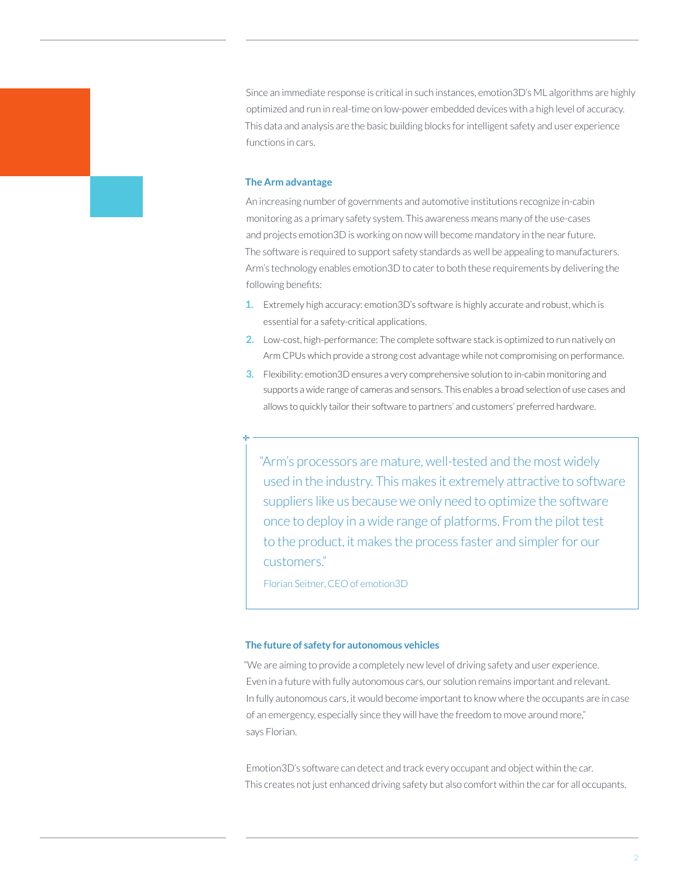Since an immediate response is critical in such instances, emotion3D's ML algorithms are highly optimized and run in real-time on low-power embedded devices with a high level of accuracy. This data and analysis are the basic building blocks for intelligent safety and user experience functions in cars.

### The Arm advantage

An increasing number of governments and automotive institutions recognize in-cabin monitoring as a primary safety system. This awareness means many of the use-cases and projects emotion3D is working on now will become mandatory in the near future. The software is required to support safety standards as well be appealing to manufacturers. Arm's technology enables emotion3D to cater to both these requirements by delivering the following benefits:

1. Extremely high accuracy: emotion3D's software is highly accurate and robust, which is essential for a safety-critical applications.
2. Low-cost, high-performance: The complete software stack is optimized to run natively on Arm CPUs which provide a strong cost advantage while not compromising on performance.
3. Flexibility: emotion3D ensures a very comprehensive solution to in-cabin monitoring and supports a wide range of cameras and sensors. This enables a broad selection of use cases and allows to quickly tailor their software to partners' and customers' preferred hardware.

> "Arm's processors are mature, well-tested and the most widely used in the industry. This makes it extremely attractive to software suppliers like us because we only need to optimize the software once to deploy in a wide range of platforms. From the pilot test to the product, it makes the process faster and simpler for our customers."
>
> Florian Seitner, CEO of emotion3D

### The future of safety for autonomous vehicles

"We are aiming to provide a completely new level of driving safety and user experience. Even in a future with fully autonomous cars, our solution remains important and relevant. In fully autonomous cars, it would become important to know where the occupants are in case of an emergency, especially since they will have the freedom to move around more," says Florian.

Emotion3D's software can detect and track every occupant and object within the car. This creates not just enhanced driving safety but also comfort within the car for all occupants.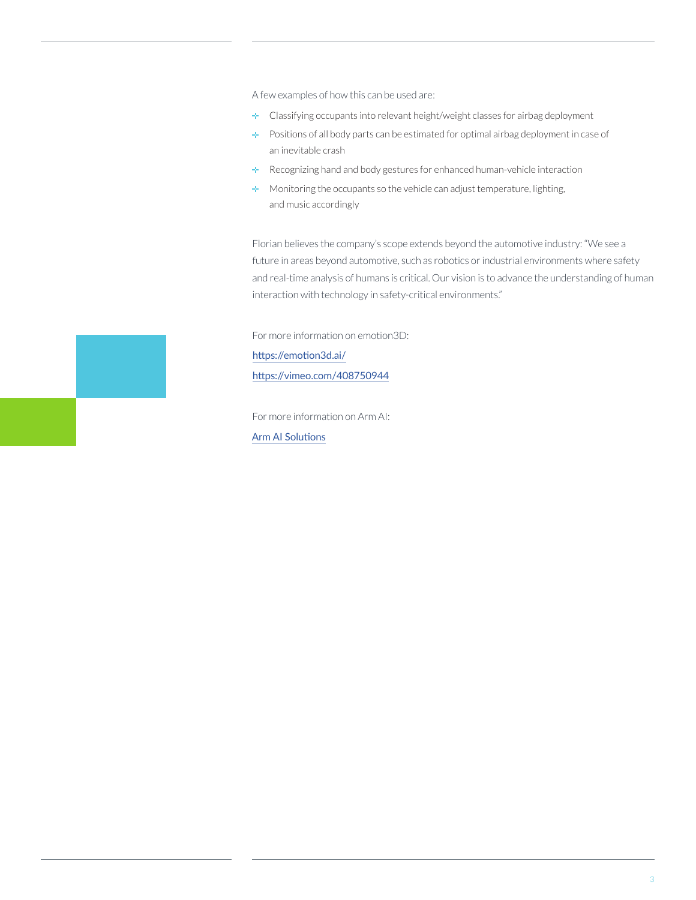A few examples of how this can be used are:

- Classifying occupants into relevant height/weight classes for airbag deployment
- Positions of all body parts can be estimated for optimal airbag deployment in case of an inevitable crash
- Recognizing hand and body gestures for enhanced human-vehicle interaction
- Monitoring the occupants so the vehicle can adjust temperature, lighting, and music accordingly

Florian believes the company's scope extends beyond the automotive industry: "We see a future in areas beyond automotive, such as robotics or industrial environments where safety and real-time analysis of humans is critical. Our vision is to advance the understanding of human interaction with technology in safety-critical environments."

For more information on emotion3D:

https://emotion3d.ai/

https://vimeo.com/408750944

For more information on Arm AI:

Arm AI Solutions